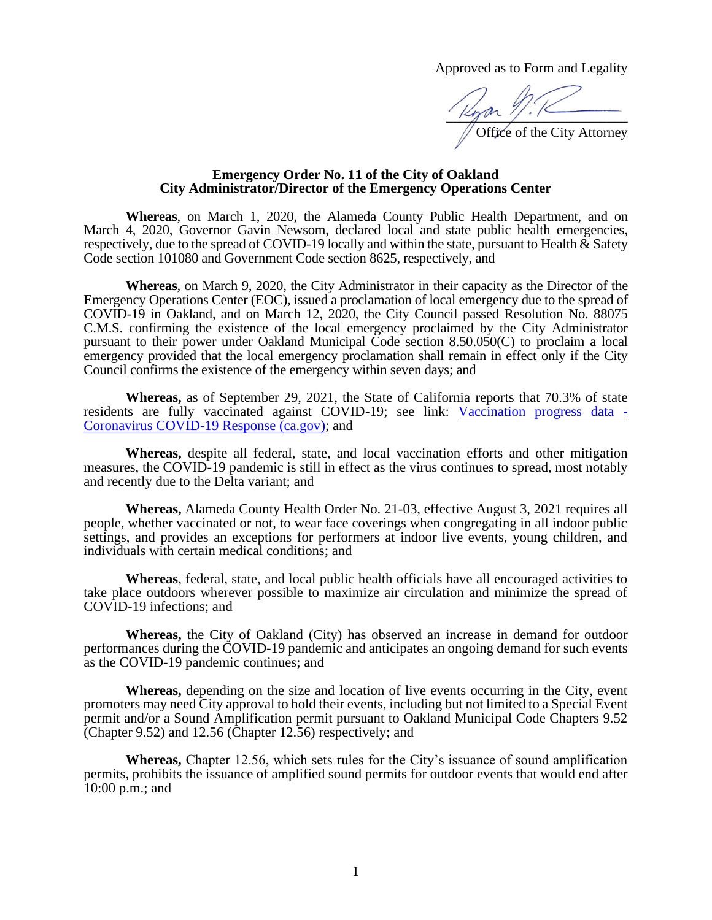Approved as to Form and Legality

Office of the City Attorney

**Emergency Order No. 11 of the City of Oakland**
**City Administrator/Director of the Emergency Operations Center**

**Whereas**, on March 1, 2020, the Alameda County Public Health Department, and on March 4, 2020, Governor Gavin Newsom, declared local and state public health emergencies, respectively, due to the spread of COVID-19 locally and within the state, pursuant to Health & Safety Code section 101080 and Government Code section 8625, respectively, and

**Whereas**, on March 9, 2020, the City Administrator in their capacity as the Director of the Emergency Operations Center (EOC), issued a proclamation of local emergency due to the spread of COVID-19 in Oakland, and on March 12, 2020, the City Council passed Resolution No. 88075 C.M.S. confirming the existence of the local emergency proclaimed by the City Administrator pursuant to their power under Oakland Municipal Code section 8.50.050(C) to proclaim a local emergency provided that the local emergency proclamation shall remain in effect only if the City Council confirms the existence of the emergency within seven days; and

**Whereas,** as of September 29, 2021, the State of California reports that 70.3% of state residents are fully vaccinated against COVID-19; see link: Vaccination progress data - Coronavirus COVID-19 Response (ca.gov); and

**Whereas,** despite all federal, state, and local vaccination efforts and other mitigation measures, the COVID-19 pandemic is still in effect as the virus continues to spread, most notably and recently due to the Delta variant; and

**Whereas,** Alameda County Health Order No. 21-03, effective August 3, 2021 requires all people, whether vaccinated or not, to wear face coverings when congregating in all indoor public settings, and provides an exceptions for performers at indoor live events, young children, and individuals with certain medical conditions; and

**Whereas**, federal, state, and local public health officials have all encouraged activities to take place outdoors wherever possible to maximize air circulation and minimize the spread of COVID-19 infections; and

**Whereas,** the City of Oakland (City) has observed an increase in demand for outdoor performances during the COVID-19 pandemic and anticipates an ongoing demand for such events as the COVID-19 pandemic continues; and

**Whereas,** depending on the size and location of live events occurring in the City, event promoters may need City approval to hold their events, including but not limited to a Special Event permit and/or a Sound Amplification permit pursuant to Oakland Municipal Code Chapters 9.52 (Chapter 9.52) and 12.56 (Chapter 12.56) respectively; and

**Whereas,** Chapter 12.56, which sets rules for the City's issuance of sound amplification permits, prohibits the issuance of amplified sound permits for outdoor events that would end after 10:00 p.m.; and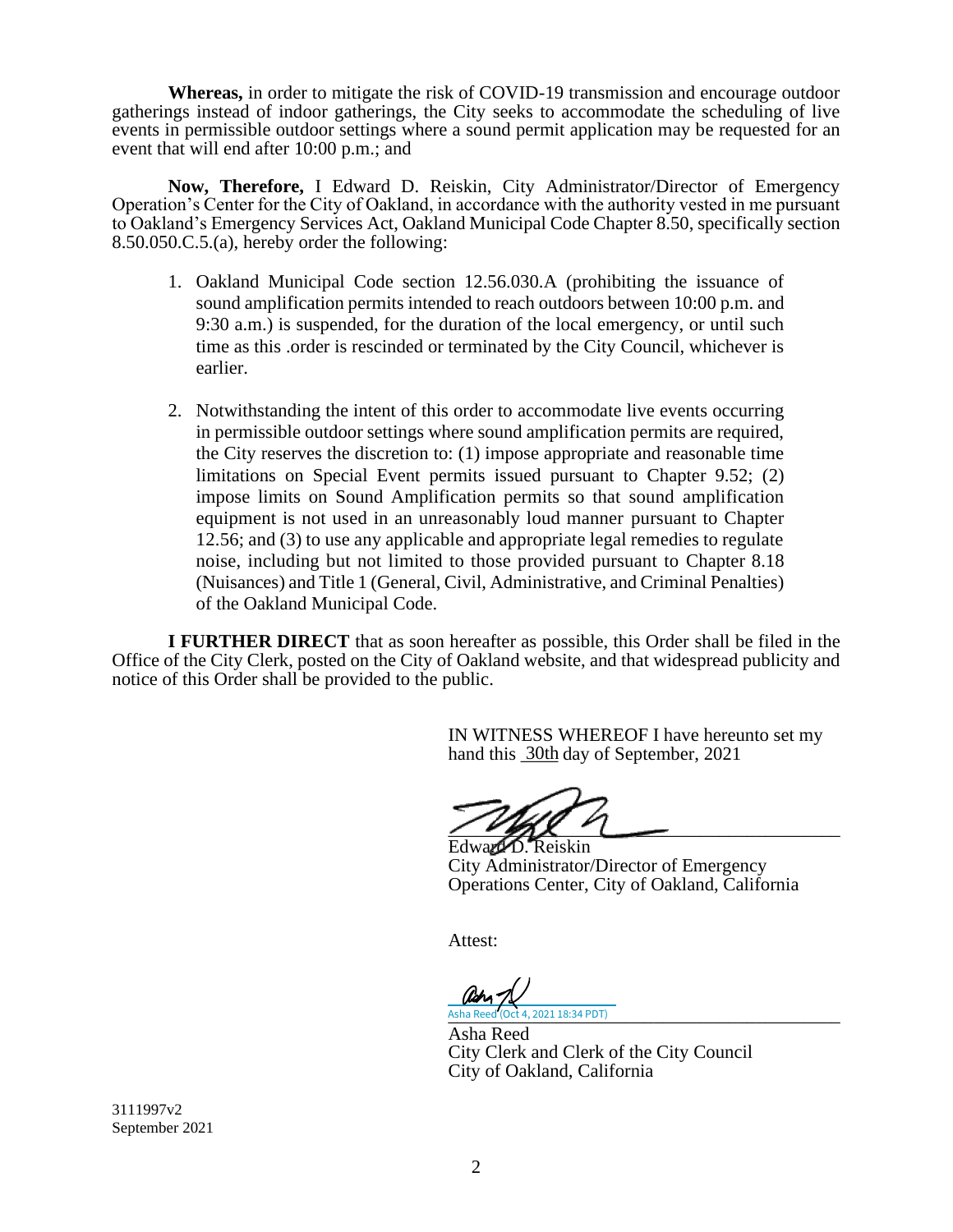**Whereas,** in order to mitigate the risk of COVID-19 transmission and encourage outdoor gatherings instead of indoor gatherings, the City seeks to accommodate the scheduling of live events in permissible outdoor settings where a sound permit application may be requested for an event that will end after 10:00 p.m.; and

**Now, Therefore,** I Edward D. Reiskin, City Administrator/Director of Emergency Operation's Center for the City of Oakland, in accordance with the authority vested in me pursuant to Oakland's Emergency Services Act, Oakland Municipal Code Chapter 8.50, specifically section 8.50.050.C.5.(a), hereby order the following:

1. Oakland Municipal Code section 12.56.030.A (prohibiting the issuance of sound amplification permits intended to reach outdoors between 10:00 p.m. and 9:30 a.m.) is suspended, for the duration of the local emergency, or until such time as this .order is rescinded or terminated by the City Council, whichever is earlier.

2. Notwithstanding the intent of this order to accommodate live events occurring in permissible outdoor settings where sound amplification permits are required, the City reserves the discretion to: (1) impose appropriate and reasonable time limitations on Special Event permits issued pursuant to Chapter 9.52; (2) impose limits on Sound Amplification permits so that sound amplification equipment is not used in an unreasonably loud manner pursuant to Chapter 12.56; and (3) to use any applicable and appropriate legal remedies to regulate noise, including but not limited to those provided pursuant to Chapter 8.18 (Nuisances) and Title 1 (General, Civil, Administrative, and Criminal Penalties) of the Oakland Municipal Code.

**I FURTHER DIRECT** that as soon hereafter as possible, this Order shall be filed in the Office of the City Clerk, posted on the City of Oakland website, and that widespread publicity and notice of this Order shall be provided to the public.

IN WITNESS WHEREOF I have hereunto set my hand this 30th day of September, 2021

Edward D. Reiskin
City Administrator/Director of Emergency Operations Center, City of Oakland, California

Attest:

Asha Reed (Oct 4, 2021 18:34 PDT)

Asha Reed
City Clerk and Clerk of the City Council
City of Oakland, California

3111997v2
September 2021